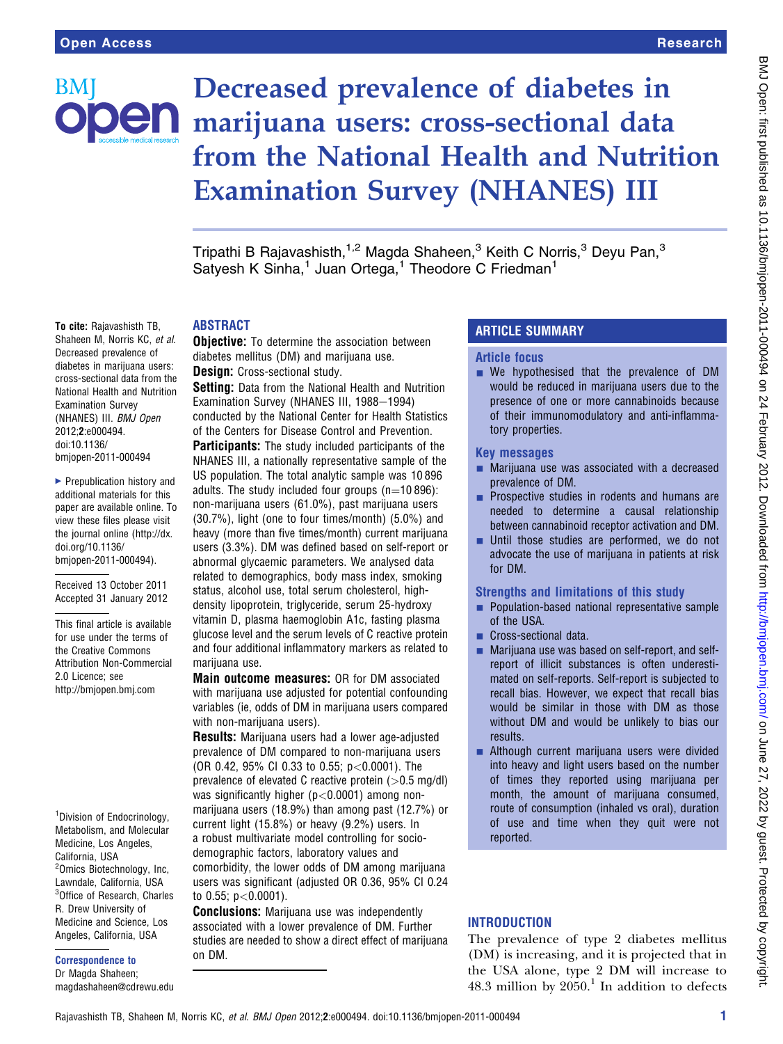# Decreased prevalence of diabetes in marijuana users: cross-sectional data from the National Health and Nutrition Examination Survey (NHANES) III

Tripathi B Rajavashisth,[1,2] Magda Shaheen,[3] Keith C Norris,[3] Deyu Pan,[3] Satyesh K Sinha,[1] Juan Ortega,[1] Theodore C Friedman[1]

To cite: Rajavashisth TB, Shaheen M, Norris KC, et al. Decreased prevalence of diabetes in marijuana users: cross-sectional data from the National Health and Nutrition Examination Survey (NHANES) III. BMJ Open 2012;2:e000494. doi:10.1136/bmjopen-2011-000494

▸ Prepublication history and additional materials for this paper are available online. To view these files please visit the journal online (http://dx.doi.org/10.1136/bmjopen-2011-000494).

Received 13 October 2011
Accepted 31 January 2012

This final article is available for use under the terms of the Creative Commons Attribution Non-Commercial 2.0 Licence; see http://bmjopen.bmj.com

[1]Division of Endocrinology, Metabolism, and Molecular Medicine, Los Angeles, California, USA
[2]Omics Biotechnology, Inc, Lawndale, California, USA
[3]Office of Research, Charles R. Drew University of Medicine and Science, Los Angeles, California, USA

**Correspondence to**
Dr Magda Shaheen; magdashaheen@cdrewu.edu

## ABSTRACT

**Objective:** To determine the association between diabetes mellitus (DM) and marijuana use.

**Design:** Cross-sectional study.

**Setting:** Data from the National Health and Nutrition Examination Survey (NHANES III, 1988−1994) conducted by the National Center for Health Statistics of the Centers for Disease Control and Prevention.

**Participants:** The study included participants of the NHANES III, a nationally representative sample of the US population. The total analytic sample was 10 896 adults. The study included four groups (n=10 896): non-marijuana users (61.0%), past marijuana users (30.7%), light (one to four times/month) (5.0%) and heavy (more than five times/month) current marijuana users (3.3%). DM was defined based on self-report or abnormal glycaemic parameters. We analysed data related to demographics, body mass index, smoking status, alcohol use, total serum cholesterol, high-density lipoprotein, triglyceride, serum 25-hydroxy vitamin D, plasma haemoglobin A1c, fasting plasma glucose level and the serum levels of C reactive protein and four additional inflammatory markers as related to marijuana use.

**Main outcome measures:** OR for DM associated with marijuana use adjusted for potential confounding variables (ie, odds of DM in marijuana users compared with non-marijuana users).

**Results:** Marijuana users had a lower age-adjusted prevalence of DM compared to non-marijuana users (OR 0.42, 95% CI 0.33 to 0.55; $p<0.0001$). The prevalence of elevated C reactive protein (>0.5 mg/dl) was significantly higher ($p<0.0001$) among non-marijuana users (18.9%) than among past (12.7%) or current light (15.8%) or heavy (9.2%) users. In a robust multivariate model controlling for socio-demographic factors, laboratory values and comorbidity, the lower odds of DM among marijuana users was significant (adjusted OR 0.36, 95% CI 0.24 to 0.55; $p<0.0001$).

**Conclusions:** Marijuana use was independently associated with a lower prevalence of DM. Further studies are needed to show a direct effect of marijuana on DM.

## ARTICLE SUMMARY

### Article focus

- We hypothesised that the prevalence of DM would be reduced in marijuana users due to the presence of one or more cannabinoids because of their immunomodulatory and anti-inflammatory properties.

### Key messages

- Marijuana use was associated with a decreased prevalence of DM.
- Prospective studies in rodents and humans are needed to determine a causal relationship between cannabinoid receptor activation and DM.
- Until those studies are performed, we do not advocate the use of marijuana in patients at risk for DM.

### Strengths and limitations of this study

- Population-based national representative sample of the USA.
- Cross-sectional data.
- Marijuana use was based on self-report, and self-report of illicit substances is often underestimated on self-reports. Self-report is subjected to recall bias. However, we expect that recall bias would be similar in those with DM as those without DM and would be unlikely to bias our results.
- Although current marijuana users were divided into heavy and light users based on the number of times they reported using marijuana per month, the amount of marijuana consumed, route of consumption (inhaled vs oral), duration of use and time when they quit were not reported.

## INTRODUCTION

The prevalence of type 2 diabetes mellitus (DM) is increasing, and it is projected that in the USA alone, type 2 DM will increase to 48.3 million by 2050.[1] In addition to defects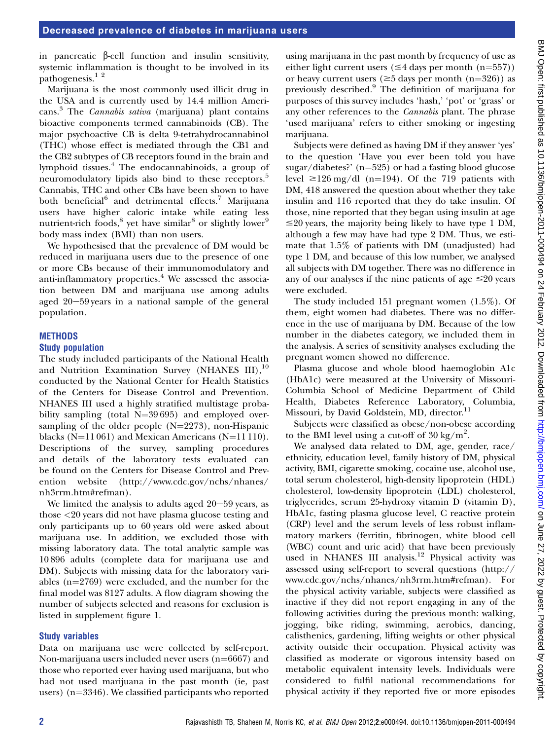in pancreatic β-cell function and insulin sensitivity, systemic inflammation is thought to be involved in its pathogenesis.[1 2]

Marijuana is the most commonly used illicit drug in the USA and is currently used by 14.4 million Americans.[3] The *Cannabis sativa* (marijuana) plant contains bioactive components termed cannabinoids (CB). The major psychoactive CB is delta 9-tetrahydrocannabinol (THC) whose effect is mediated through the CB1 and the CB2 subtypes of CB receptors found in the brain and lymphoid tissues.[4] The endocannabinoids, a group of neuromodulatory lipids also bind to these receptors.[5] Cannabis, THC and other CBs have been shown to have both beneficial[6] and detrimental effects.[7] Marijuana users have higher caloric intake while eating less nutrient-rich foods,[8] yet have similar[8] or slightly lower[9] body mass index (BMI) than non users.

We hypothesised that the prevalence of DM would be reduced in marijuana users due to the presence of one or more CBs because of their immunomodulatory and anti-inflammatory properties.[4] We assessed the association between DM and marijuana use among adults aged 20−59 years in a national sample of the general population.

## METHODS

### Study population

The study included participants of the National Health and Nutrition Examination Survey (NHANES III),[10] conducted by the National Center for Health Statistics of the Centers for Disease Control and Prevention. NHANES III used a highly stratified multistage probability sampling (total N=39 695) and employed oversampling of the older people (N=2273), non-Hispanic blacks (N=11 061) and Mexican Americans (N=11 110). Descriptions of the survey, sampling procedures and details of the laboratory tests evaluated can be found on the Centers for Disease Control and Prevention website (http://www.cdc.gov/nchs/nhanes/nh3rrm.htm#refman).

We limited the analysis to adults aged 20−59 years, as those <20 years did not have plasma glucose testing and only participants up to 60 years old were asked about marijuana use. In addition, we excluded those with missing laboratory data. The total analytic sample was 10 896 adults (complete data for marijuana use and DM). Subjects with missing data for the laboratory variables (n=2769) were excluded, and the number for the final model was 8127 adults. A flow diagram showing the number of subjects selected and reasons for exclusion is listed in supplement figure 1.

### Study variables

Data on marijuana use were collected by self-report. Non-marijuana users included never users (n=6667) and those who reported ever having used marijuana, but who had not used marijuana in the past month (ie, past users) (n=3346). We classified participants who reported using marijuana in the past month by frequency of use as either light current users (≤4 days per month (n=557)) or heavy current users (≥5 days per month (n=326)) as previously described.[9] The definition of marijuana for purposes of this survey includes 'hash,' 'pot' or 'grass' or any other references to the *Cannabis* plant. The phrase 'used marijuana' refers to either smoking or ingesting marijuana.

Subjects were defined as having DM if they answer 'yes' to the question 'Have you ever been told you have sugar/diabetes?' (n=525) or had a fasting blood glucose level ≥126 mg/dl (n=194). Of the 719 patients with DM, 418 answered the question about whether they take insulin and 116 reported that they do take insulin. Of those, nine reported that they began using insulin at age ≤20 years, the majority being likely to have type 1 DM, although a few may have had type 2 DM. Thus, we estimate that 1.5% of patients with DM (unadjusted) had type 1 DM, and because of this low number, we analysed all subjects with DM together. There was no difference in any of our analyses if the nine patients of age ≤20 years were excluded.

The study included 151 pregnant women (1.5%). Of them, eight women had diabetes. There was no difference in the use of marijuana by DM. Because of the low number in the diabetes category, we included them in the analysis. A series of sensitivity analyses excluding the pregnant women showed no difference.

Plasma glucose and whole blood haemoglobin A1c (HbA1c) were measured at the University of Missouri-Columbia School of Medicine Department of Child Health, Diabetes Reference Laboratory, Columbia, Missouri, by David Goldstein, MD, director.[11]

Subjects were classified as obese/non-obese according to the BMI level using a cut-off of 30 kg/m$^2$.

We analysed data related to DM, age, gender, race/ethnicity, education level, family history of DM, physical activity, BMI, cigarette smoking, cocaine use, alcohol use, total serum cholesterol, high-density lipoprotein (HDL) cholesterol, low-density lipoprotein (LDL) cholesterol, triglycerides, serum 25-hydroxy vitamin D (vitamin D), HbA1c, fasting plasma glucose level, C reactive protein (CRP) level and the serum levels of less robust inflammatory markers (ferritin, fibrinogen, white blood cell (WBC) count and uric acid) that have been previously used in NHANES III analysis.[12] Physical activity was assessed using self-report to several questions (http://www.cdc.gov/nchs/nhanes/nh3rrm.htm#refman). For the physical activity variable, subjects were classified as inactive if they did not report engaging in any of the following activities during the previous month: walking, jogging, bike riding, swimming, aerobics, dancing, calisthenics, gardening, lifting weights or other physical activity outside their occupation. Physical activity was classified as moderate or vigorous intensity based on metabolic equivalent intensity levels. Individuals were considered to fulfil national recommendations for physical activity if they reported five or more episodes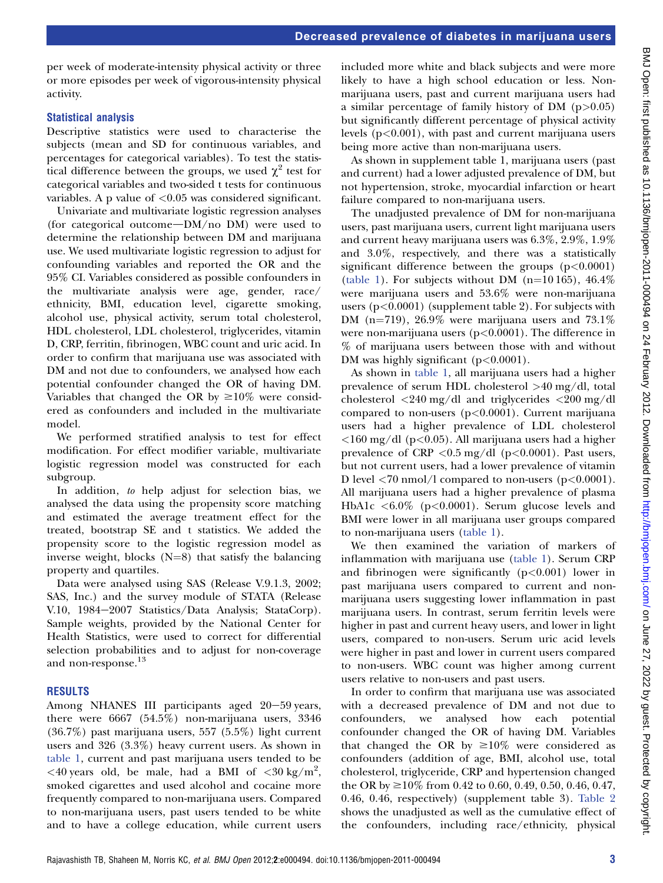per week of moderate-intensity physical activity or three or more episodes per week of vigorous-intensity physical activity.

### Statistical analysis

Descriptive statistics were used to characterise the subjects (mean and SD for continuous variables, and percentages for categorical variables). To test the statistical difference between the groups, we used $\chi^2$ test for categorical variables and two-sided t tests for continuous variables. A p value of $<0.05$ was considered significant.

Univariate and multivariate logistic regression analyses (for categorical outcome—DM/no DM) were used to determine the relationship between DM and marijuana use. We used multivariate logistic regression to adjust for confounding variables and reported the OR and the 95% CI. Variables considered as possible confounders in the multivariate analysis were age, gender, race/ethnicity, BMI, education level, cigarette smoking, alcohol use, physical activity, serum total cholesterol, HDL cholesterol, LDL cholesterol, triglycerides, vitamin D, CRP, ferritin, fibrinogen, WBC count and uric acid. In order to confirm that marijuana use was associated with DM and not due to confounders, we analysed how each potential confounder changed the OR of having DM. Variables that changed the OR by $\geq 10\%$ were considered as confounders and included in the multivariate model.

We performed stratified analysis to test for effect modification. For effect modifier variable, multivariate logistic regression model was constructed for each subgroup.

In addition, *to* help adjust for selection bias, we analysed the data using the propensity score matching and estimated the average treatment effect for the treated, bootstrap SE and t statistics. We added the propensity score to the logistic regression model as inverse weight, blocks (N=8) that satisfy the balancing property and quartiles.

Data were analysed using SAS (Release V.9.1.3, 2002; SAS, Inc.) and the survey module of STATA (Release V.10, 1984–2007 Statistics/Data Analysis; StataCorp). Sample weights, provided by the National Center for Health Statistics, were used to correct for differential selection probabilities and to adjust for non-coverage and non-response.[13]

## RESULTS

Among NHANES III participants aged 20–59 years, there were 6667 (54.5%) non-marijuana users, 3346 (36.7%) past marijuana users, 557 (5.5%) light current users and 326 (3.3%) heavy current users. As shown in table 1, current and past marijuana users tended to be $<$40 years old, be male, had a BMI of $<30\ \text{kg/m}^2$, smoked cigarettes and used alcohol and cocaine more frequently compared to non-marijuana users. Compared to non-marijuana users, past users tended to be white and to have a college education, while current users included more white and black subjects and were more likely to have a high school education or less. Non-marijuana users, past and current marijuana users had a similar percentage of family history of DM ($p>0.05$) but significantly different percentage of physical activity levels ($p<0.001$), with past and current marijuana users being more active than non-marijuana users.

As shown in supplement table 1, marijuana users (past and current) had a lower adjusted prevalence of DM, but not hypertension, stroke, myocardial infarction or heart failure compared to non-marijuana users.

The unadjusted prevalence of DM for non-marijuana users, past marijuana users, current light marijuana users and current heavy marijuana users was 6.3%, 2.9%, 1.9% and 3.0%, respectively, and there was a statistically significant difference between the groups ($p<0.0001$) (table 1). For subjects without DM (n=10 165), 46.4% were marijuana users and 53.6% were non-marijuana users ($p<0.0001$) (supplement table 2). For subjects with DM (n=719), 26.9% were marijuana users and 73.1% were non-marijuana users ($p<0.0001$). The difference in % of marijuana users between those with and without DM was highly significant ($p<0.0001$).

As shown in table 1, all marijuana users had a higher prevalence of serum HDL cholesterol $>40$ mg/dl, total cholesterol $<240$ mg/dl and triglycerides $<200$ mg/dl compared to non-users ($p<0.0001$). Current marijuana users had a higher prevalence of LDL cholesterol $<160$ mg/dl ($p<0.05$). All marijuana users had a higher prevalence of CRP $<0.5$ mg/dl ($p<0.0001$). Past users, but not current users, had a lower prevalence of vitamin D level $<70$ nmol/l compared to non-users ($p<0.0001$). All marijuana users had a higher prevalence of plasma HbA1c $<6.0\%$ ($p<0.0001$). Serum glucose levels and BMI were lower in all marijuana user groups compared to non-marijuana users (table 1).

We then examined the variation of markers of inflammation with marijuana use (table 1). Serum CRP and fibrinogen were significantly ($p<0.001$) lower in past marijuana users compared to current and non-marijuana users suggesting lower inflammation in past marijuana users. In contrast, serum ferritin levels were higher in past and current heavy users, and lower in light users, compared to non-users. Serum uric acid levels were higher in past and lower in current users compared to non-users. WBC count was higher among current users relative to non-users and past users.

In order to confirm that marijuana use was associated with a decreased prevalence of DM and not due to confounders, we analysed how each potential confounder changed the OR of having DM. Variables that changed the OR by $\geq 10\%$ were considered as confounders (addition of age, BMI, alcohol use, total cholesterol, triglyceride, CRP and hypertension changed the OR by $\geq 10\%$ from 0.42 to 0.60, 0.49, 0.50, 0.46, 0.47, 0.46, 0.46, respectively) (supplement table 3). Table 2 shows the unadjusted as well as the cumulative effect of the confounders, including race/ethnicity, physical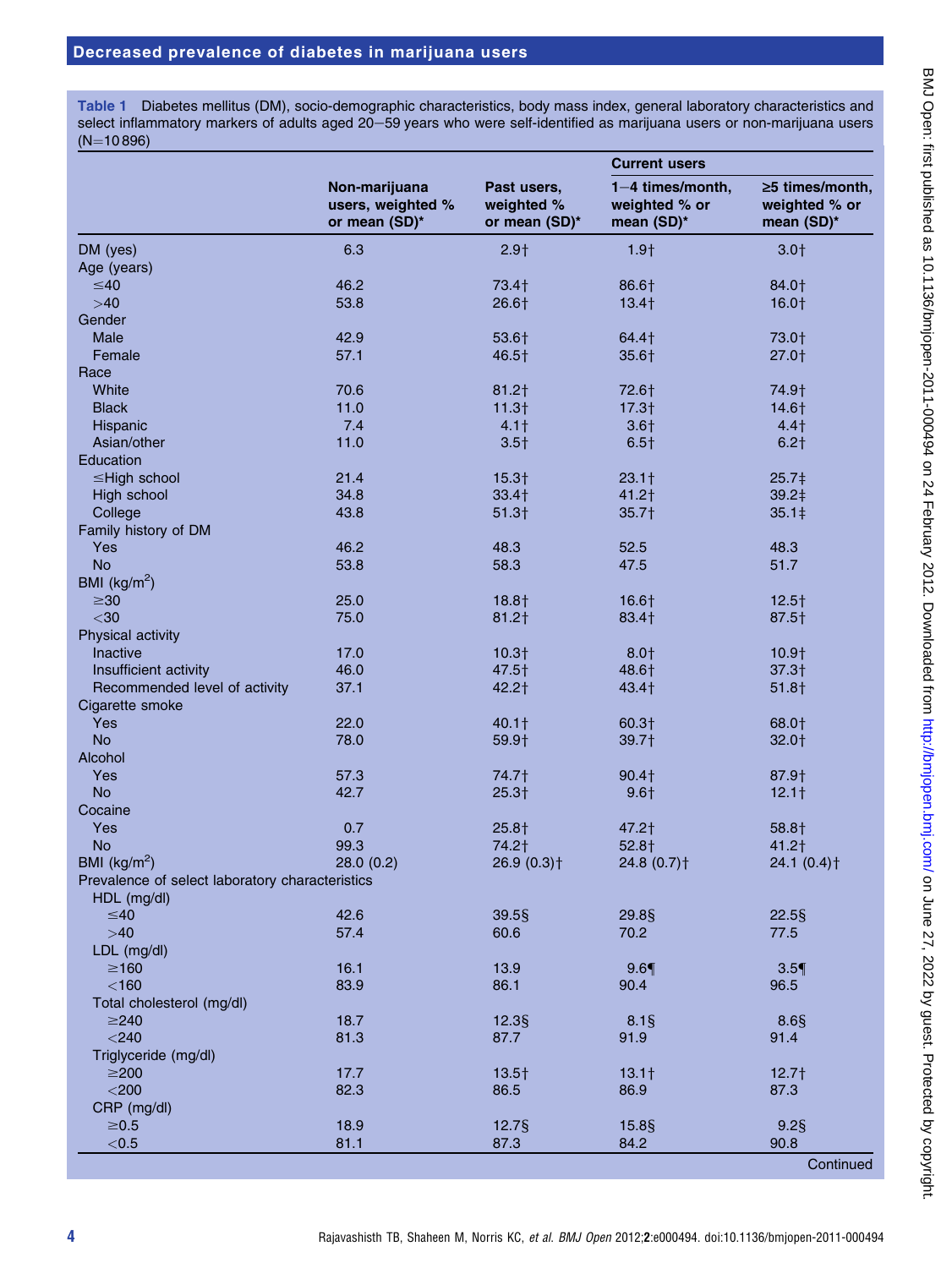**Table 1** Diabetes mellitus (DM), socio-demographic characteristics, body mass index, general laboratory characteristics and select inflammatory markers of adults aged 20−59 years who were self-identified as marijuana users or non-marijuana users (N=10 896)

| | Non-marijuana users, weighted % or mean (SD)* | Past users, weighted % or mean (SD)* | Current users | |
|---|---|---|---|---|
| | | | 1−4 times/month, weighted % or mean (SD)* | ≥5 times/month, weighted % or mean (SD)* |
| DM (yes) | 6.3 | 2.9† | 1.9† | 3.0† |
| Age (years) | | | | |
| ≤40 | 46.2 | 73.4† | 86.6† | 84.0† |
| >40 | 53.8 | 26.6† | 13.4† | 16.0† |
| Gender | | | | |
| Male | 42.9 | 53.6† | 64.4† | 73.0† |
| Female | 57.1 | 46.5† | 35.6† | 27.0† |
| Race | | | | |
| White | 70.6 | 81.2† | 72.6† | 74.9† |
| Black | 11.0 | 11.3† | 17.3† | 14.6† |
| Hispanic | 7.4 | 4.1† | 3.6† | 4.4† |
| Asian/other | 11.0 | 3.5† | 6.5† | 6.2† |
| Education | | | | |
| ≤High school | 21.4 | 15.3† | 23.1† | 25.7‡ |
| High school | 34.8 | 33.4† | 41.2† | 39.2‡ |
| College | 43.8 | 51.3† | 35.7† | 35.1‡ |
| Family history of DM | | | | |
| Yes | 46.2 | 48.3 | 52.5 | 48.3 |
| No | 53.8 | 58.3 | 47.5 | 51.7 |
| BMI (kg/m$^2$) | | | | |
| ≥30 | 25.0 | 18.8† | 16.6† | 12.5† |
| <30 | 75.0 | 81.2† | 83.4† | 87.5† |
| Physical activity | | | | |
| Inactive | 17.0 | 10.3† | 8.0† | 10.9† |
| Insufficient activity | 46.0 | 47.5† | 48.6† | 37.3† |
| Recommended level of activity | 37.1 | 42.2† | 43.4† | 51.8† |
| Cigarette smoke | | | | |
| Yes | 22.0 | 40.1† | 60.3† | 68.0† |
| No | 78.0 | 59.9† | 39.7† | 32.0† |
| Alcohol | | | | |
| Yes | 57.3 | 74.7† | 90.4† | 87.9† |
| No | 42.7 | 25.3† | 9.6† | 12.1† |
| Cocaine | | | | |
| Yes | 0.7 | 25.8† | 47.2† | 58.8† |
| No | 99.3 | 74.2† | 52.8† | 41.2† |
| BMI (kg/m$^2$) | 28.0 (0.2) | 26.9 (0.3)† | 24.8 (0.7)† | 24.1 (0.4)† |
| Prevalence of select laboratory characteristics | | | | |
| HDL (mg/dl) | | | | |
| ≤40 | 42.6 | 39.5§ | 29.8§ | 22.5§ |
| >40 | 57.4 | 60.6 | 70.2 | 77.5 |
| LDL (mg/dl) | | | | |
| ≥160 | 16.1 | 13.9 | 9.6¶ | 3.5¶ |
| <160 | 83.9 | 86.1 | 90.4 | 96.5 |
| Total cholesterol (mg/dl) | | | | |
| ≥240 | 18.7 | 12.3§ | 8.1§ | 8.6§ |
| <240 | 81.3 | 87.7 | 91.9 | 91.4 |
| Triglyceride (mg/dl) | | | | |
| ≥200 | 17.7 | 13.5† | 13.1† | 12.7† |
| <200 | 82.3 | 86.5 | 86.9 | 87.3 |
| CRP (mg/dl) | | | | |
| ≥0.5 | 18.9 | 12.7§ | 15.8§ | 9.2§ |
| <0.5 | 81.1 | 87.3 | 84.2 | 90.8 |

Continued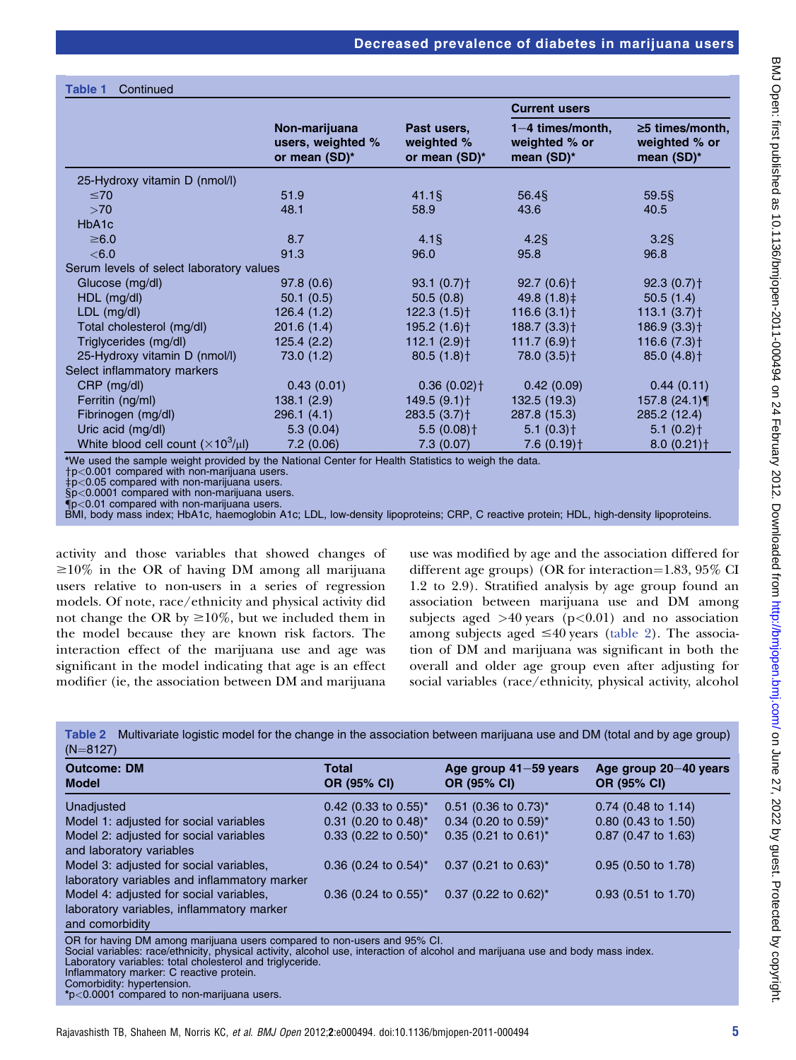**Table 1** Continued

| | Non-marijuana users, weighted % or mean (SD)* | Past users, weighted % or mean (SD)* | Current users | |
|---|---|---|---|---|
| | | | 1–4 times/month, weighted % or mean (SD)* | ≥5 times/month, weighted % or mean (SD)* |
| 25-Hydroxy vitamin D (nmol/l) | | | | |
| ≤70 | 51.9 | 41.1§ | 56.4§ | 59.5§ |
| >70 | 48.1 | 58.9 | 43.6 | 40.5 |
| HbA1c | | | | |
| ≥6.0 | 8.7 | 4.1§ | 4.2§ | 3.2§ |
| <6.0 | 91.3 | 96.0 | 95.8 | 96.8 |
| Serum levels of select laboratory values | | | | |
| Glucose (mg/dl) | 97.8 (0.6) | 93.1 (0.7)† | 92.7 (0.6)† | 92.3 (0.7)† |
| HDL (mg/dl) | 50.1 (0.5) | 50.5 (0.8) | 49.8 (1.8)‡ | 50.5 (1.4) |
| LDL (mg/dl) | 126.4 (1.2) | 122.3 (1.5)† | 116.6 (3.1)† | 113.1 (3.7)† |
| Total cholesterol (mg/dl) | 201.6 (1.4) | 195.2 (1.6)† | 188.7 (3.3)† | 186.9 (3.3)† |
| Triglycerides (mg/dl) | 125.4 (2.2) | 112.1 (2.9)† | 111.7 (6.9)† | 116.6 (7.3)† |
| 25-Hydroxy vitamin D (nmol/l) | 73.0 (1.2) | 80.5 (1.8)† | 78.0 (3.5)† | 85.0 (4.8)† |
| Select inflammatory markers | | | | |
| CRP (mg/dl) | 0.43 (0.01) | 0.36 (0.02)† | 0.42 (0.09) | 0.44 (0.11) |
| Ferritin (ng/ml) | 138.1 (2.9) | 149.5 (9.1)† | 132.5 (19.3) | 157.8 (24.1)¶ |
| Fibrinogen (mg/dl) | 296.1 (4.1) | 283.5 (3.7)† | 287.8 (15.3) | 285.2 (12.4) |
| Uric acid (mg/dl) | 5.3 (0.04) | 5.5 (0.08)† | 5.1 (0.3)† | 5.1 (0.2)† |
| White blood cell count ($\times10^3/\mu l$) | 7.2 (0.06) | 7.3 (0.07) | 7.6 (0.19)† | 8.0 (0.21)† |

*We used the sample weight provided by the National Center for Health Statistics to weigh the data.
†$p<0.001$ compared with non-marijuana users.
‡$p<0.05$ compared with non-marijuana users.
§$p<0.0001$ compared with non-marijuana users.
¶$p<0.01$ compared with non-marijuana users.
BMI, body mass index; HbA1c, haemoglobin A1c; LDL, low-density lipoproteins; CRP, C reactive protein; HDL, high-density lipoproteins.

activity and those variables that showed changes of ≥10% in the OR of having DM among all marijuana users relative to non-users in a series of regression models. Of note, race/ethnicity and physical activity did not change the OR by ≥10%, but we included them in the model because they are known risk factors. The interaction effect of the marijuana use and age was significant in the model indicating that age is an effect modifier (ie, the association between DM and marijuana use was modified by age and the association differed for different age groups) (OR for interaction=1.83, 95% CI 1.2 to 2.9). Stratified analysis by age group found an association between marijuana use and DM among subjects aged >40 years ($p<0.01$) and no association among subjects aged ≤40 years (table 2). The association of DM and marijuana was significant in both the overall and older age group even after adjusting for social variables (race/ethnicity, physical activity, alcohol

**Table 2** Multivariate logistic model for the change in the association between marijuana use and DM (total and by age group) (N=8127)

| Outcome: DM Model | Total OR (95% CI) | Age group 41–59 years OR (95% CI) | Age group 20–40 years OR (95% CI) |
|---|---|---|---|
| Unadjusted | 0.42 (0.33 to 0.55)* | 0.51 (0.36 to 0.73)* | 0.74 (0.48 to 1.14) |
| Model 1: adjusted for social variables | 0.31 (0.20 to 0.48)* | 0.34 (0.20 to 0.59)* | 0.80 (0.43 to 1.50) |
| Model 2: adjusted for social variables and laboratory variables | 0.33 (0.22 to 0.50)* | 0.35 (0.21 to 0.61)* | 0.87 (0.47 to 1.63) |
| Model 3: adjusted for social variables, laboratory variables and inflammatory marker | 0.36 (0.24 to 0.54)* | 0.37 (0.21 to 0.63)* | 0.95 (0.50 to 1.78) |
| Model 4: adjusted for social variables, laboratory variables, inflammatory marker and comorbidity | 0.36 (0.24 to 0.55)* | 0.37 (0.22 to 0.62)* | 0.93 (0.51 to 1.70) |

OR for having DM among marijuana users compared to non-users and 95% CI.
Social variables: race/ethnicity, physical activity, alcohol use, interaction of alcohol and marijuana use and body mass index.
Laboratory variables: total cholesterol and triglyceride.
Inflammatory marker: C reactive protein.
Comorbidity: hypertension.
*$p<0.0001$ compared to non-marijuana users.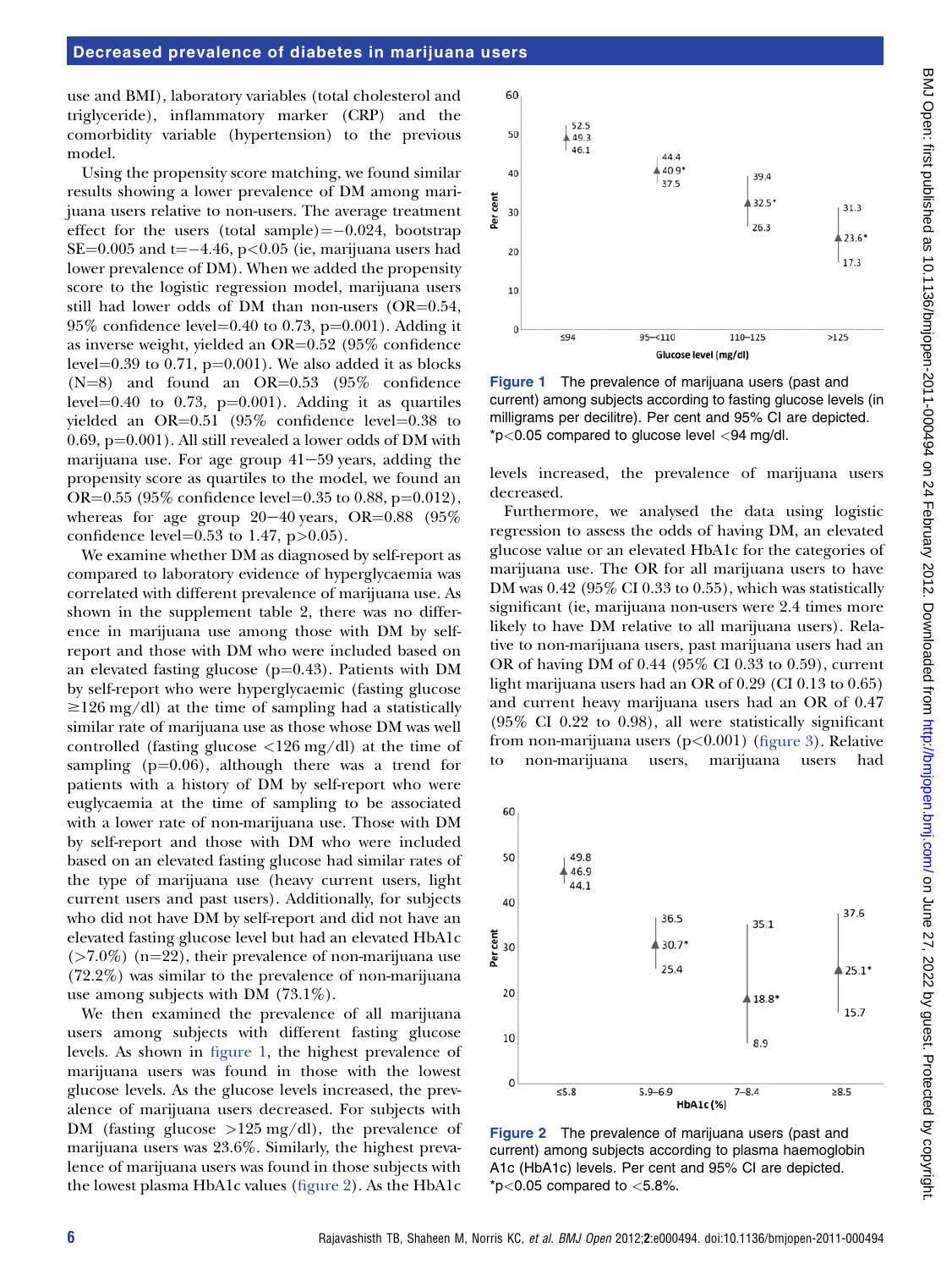use and BMI), laboratory variables (total cholesterol and triglyceride), inflammatory marker (CRP) and the comorbidity variable (hypertension) to the previous model.

Using the propensity score matching, we found similar results showing a lower prevalence of DM among marijuana users relative to non-users. The average treatment effect for the users (total sample)=−0.024, bootstrap SE=0.005 and t=−4.46, $p<0.05$ (ie, marijuana users had lower prevalence of DM). When we added the propensity score to the logistic regression model, marijuana users still had lower odds of DM than non-users (OR=0.54, 95% confidence level=0.40 to 0.73, p=0.001). Adding it as inverse weight, yielded an OR=0.52 (95% confidence level=0.39 to 0.71, p=0.001). We also added it as blocks (N=8) and found an OR=0.53 (95% confidence level=0.40 to 0.73, p=0.001). Adding it as quartiles yielded an OR=0.51 (95% confidence level=0.38 to 0.69, p=0.001). All still revealed a lower odds of DM with marijuana use. For age group 41−59 years, adding the propensity score as quartiles to the model, we found an OR=0.55 (95% confidence level=0.35 to 0.88, p=0.012), whereas for age group 20−40 years, OR=0.88 (95% confidence level=0.53 to 1.47, $p>0.05$).

We examine whether DM as diagnosed by self-report as compared to laboratory evidence of hyperglycaemia was correlated with different prevalence of marijuana use. As shown in the supplement table 2, there was no difference in marijuana use among those with DM by self-report and those with DM who were included based on an elevated fasting glucose (p=0.43). Patients with DM by self-report who were hyperglycaemic (fasting glucose ≥126 mg/dl) at the time of sampling had a statistically similar rate of marijuana use as those whose DM was well controlled (fasting glucose <126 mg/dl) at the time of sampling (p=0.06), although there was a trend for patients with a history of DM by self-report who were euglycaemia at the time of sampling to be associated with a lower rate of non-marijuana use. Those with DM by self-report and those with DM who were included based on an elevated fasting glucose had similar rates of the type of marijuana use (heavy current users, light current users and past users). Additionally, for subjects who did not have DM by self-report and did not have an elevated fasting glucose level but had an elevated HbA1c (>7.0%) (n=22), their prevalence of non-marijuana use (72.2%) was similar to the prevalence of non-marijuana use among subjects with DM (73.1%).

We then examined the prevalence of all marijuana users among subjects with different fasting glucose levels. As shown in figure 1, the highest prevalence of marijuana users was found in those with the lowest glucose levels. As the glucose levels increased, the prevalence of marijuana users decreased. For subjects with DM (fasting glucose >125 mg/dl), the prevalence of marijuana users was 23.6%. Similarly, the highest prevalence of marijuana users was found in those subjects with the lowest plasma HbA1c values (figure 2). As the HbA1c levels increased, the prevalence of marijuana users decreased.

Figure 1 The prevalence of marijuana users (past and current) among subjects according to fasting glucose levels (in milligrams per decilitre). Per cent and 95% CI are depicted. *$p<0.05$ compared to glucose level <94 mg/dl.

Furthermore, we analysed the data using logistic regression to assess the odds of having DM, an elevated glucose value or an elevated HbA1c for the categories of marijuana use. The OR for all marijuana users to have DM was 0.42 (95% CI 0.33 to 0.55), which was statistically significant (ie, marijuana non-users were 2.4 times more likely to have DM relative to all marijuana users). Relative to non-marijuana users, past marijuana users had an OR of having DM of 0.44 (95% CI 0.33 to 0.59), current light marijuana users had an OR of 0.29 (CI 0.13 to 0.65) and current heavy marijuana users had an OR of 0.47 (95% CI 0.22 to 0.98), all were statistically significant from non-marijuana users ($p<0.001$) (figure 3). Relative to non-marijuana users, marijuana users had

Figure 2 The prevalence of marijuana users (past and current) among subjects according to plasma haemoglobin A1c (HbA1c) levels. Per cent and 95% CI are depicted. *$p<0.05$ compared to <5.8%.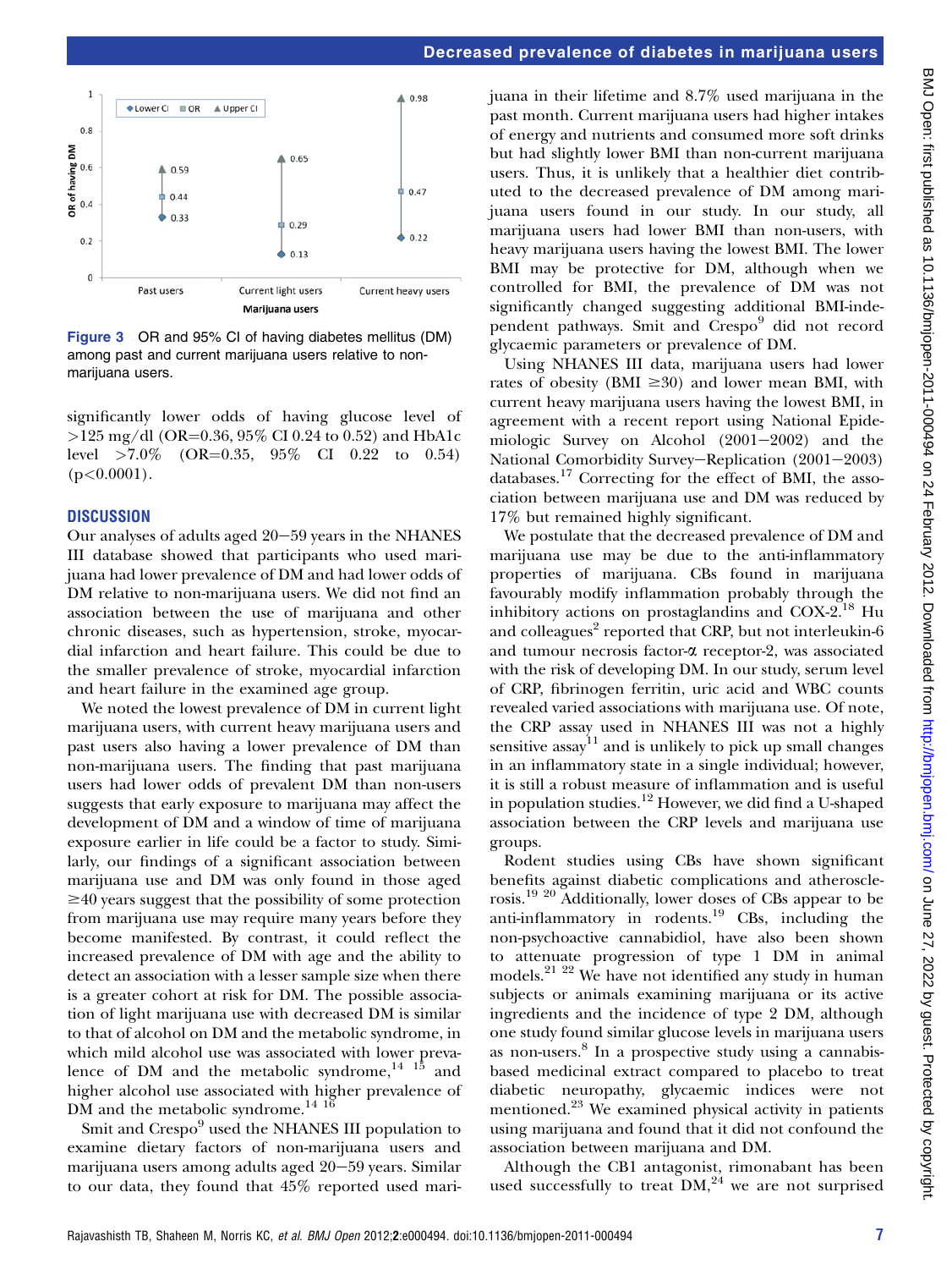Figure 3 OR and 95% CI of having diabetes mellitus (DM) among past and current marijuana users relative to non-marijuana users.

significantly lower odds of having glucose level of >125 mg/dl (OR=0.36, 95% CI 0.24 to 0.52) and HbA1c level >7.0% (OR=0.35, 95% CI 0.22 to 0.54) ($p<0.0001$).

## DISCUSSION

Our analyses of adults aged 20–59 years in the NHANES III database showed that participants who used marijuana had lower prevalence of DM and had lower odds of DM relative to non-marijuana users. We did not find an association between the use of marijuana and other chronic diseases, such as hypertension, stroke, myocardial infarction and heart failure. This could be due to the smaller prevalence of stroke, myocardial infarction and heart failure in the examined age group.

We noted the lowest prevalence of DM in current light marijuana users, with current heavy marijuana users and past users also having a lower prevalence of DM than non-marijuana users. The finding that past marijuana users had lower odds of prevalent DM than non-users suggests that early exposure to marijuana may affect the development of DM and a window of time of marijuana exposure earlier in life could be a factor to study. Similarly, our findings of a significant association between marijuana use and DM was only found in those aged ≥40 years suggest that the possibility of some protection from marijuana use may require many years before they become manifested. By contrast, it could reflect the increased prevalence of DM with age and the ability to detect an association with a lesser sample size when there is a greater cohort at risk for DM. The possible association of light marijuana use with decreased DM is similar to that of alcohol on DM and the metabolic syndrome, in which mild alcohol use was associated with lower prevalence of DM and the metabolic syndrome,[14 15] and higher alcohol use associated with higher prevalence of DM and the metabolic syndrome.[14 16]

Smit and Crespo[9] used the NHANES III population to examine dietary factors of non-marijuana users and marijuana users among adults aged 20–59 years. Similar to our data, they found that 45% reported used marijuana in their lifetime and 8.7% used marijuana in the past month. Current marijuana users had higher intakes of energy and nutrients and consumed more soft drinks but had slightly lower BMI than non-current marijuana users. Thus, it is unlikely that a healthier diet contributed to the decreased prevalence of DM among marijuana users found in our study. In our study, all marijuana users had lower BMI than non-users, with heavy marijuana users having the lowest BMI. The lower BMI may be protective for DM, although when we controlled for BMI, the prevalence of DM was not significantly changed suggesting additional BMI-independent pathways. Smit and Crespo[9] did not record glycaemic parameters or prevalence of DM.

Using NHANES III data, marijuana users had lower rates of obesity (BMI ≥30) and lower mean BMI, with current heavy marijuana users having the lowest BMI, in agreement with a recent report using National Epidemiologic Survey on Alcohol (2001–2002) and the National Comorbidity Survey–Replication (2001–2003) databases.[17] Correcting for the effect of BMI, the association between marijuana use and DM was reduced by 17% but remained highly significant.

We postulate that the decreased prevalence of DM and marijuana use may be due to the anti-inflammatory properties of marijuana. CBs found in marijuana favourably modify inflammation probably through the inhibitory actions on prostaglandins and COX-2.[18] Hu and colleagues[2] reported that CRP, but not interleukin-6 and tumour necrosis factor-α receptor-2, was associated with the risk of developing DM. In our study, serum level of CRP, fibrinogen ferritin, uric acid and WBC counts revealed varied associations with marijuana use. Of note, the CRP assay used in NHANES III was not a highly sensitive assay[11] and is unlikely to pick up small changes in an inflammatory state in a single individual; however, it is still a robust measure of inflammation and is useful in population studies.[12] However, we did find a U-shaped association between the CRP levels and marijuana use groups.

Rodent studies using CBs have shown significant benefits against diabetic complications and atherosclerosis.[19 20] Additionally, lower doses of CBs appear to be anti-inflammatory in rodents.[19] CBs, including the non-psychoactive cannabidiol, have also been shown to attenuate progression of type 1 DM in animal models.[21 22] We have not identified any study in human subjects or animals examining marijuana or its active ingredients and the incidence of type 2 DM, although one study found similar glucose levels in marijuana users as non-users.[8] In a prospective study using a cannabis-based medicinal extract compared to placebo to treat diabetic neuropathy, glycaemic indices were not mentioned.[23] We examined physical activity in patients using marijuana and found that it did not confound the association between marijuana and DM.

Although the CB1 antagonist, rimonabant has been used successfully to treat DM,[24] we are not surprised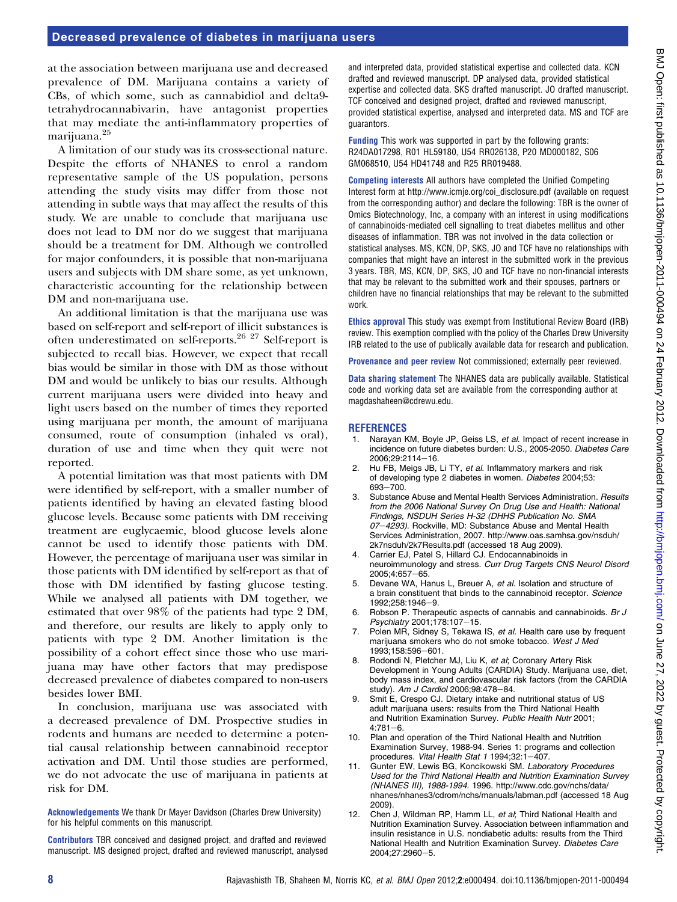at the association between marijuana use and decreased prevalence of DM. Marijuana contains a variety of CBs, of which some, such as cannabidiol and delta9-tetrahydrocannabivarin, have antagonist properties that may mediate the anti-inflammatory properties of marijuana.[25]

A limitation of our study was its cross-sectional nature. Despite the efforts of NHANES to enrol a random representative sample of the US population, persons attending the study visits may differ from those not attending in subtle ways that may affect the results of this study. We are unable to conclude that marijuana use does not lead to DM nor do we suggest that marijuana should be a treatment for DM. Although we controlled for major confounders, it is possible that non-marijuana users and subjects with DM share some, as yet unknown, characteristic accounting for the relationship between DM and non-marijuana use.

An additional limitation is that the marijuana use was based on self-report and self-report of illicit substances is often underestimated on self-reports.[26 27] Self-report is subjected to recall bias. However, we expect that recall bias would be similar in those with DM as those without DM and would be unlikely to bias our results. Although current marijuana users were divided into heavy and light users based on the number of times they reported using marijuana per month, the amount of marijuana consumed, route of consumption (inhaled vs oral), duration of use and time when they quit were not reported.

A potential limitation was that most patients with DM were identified by self-report, with a smaller number of patients identified by having an elevated fasting blood glucose levels. Because some patients with DM receiving treatment are euglycaemic, blood glucose levels alone cannot be used to identify those patients with DM. However, the percentage of marijuana user was similar in those patients with DM identified by self-report as that of those with DM identified by fasting glucose testing. While we analysed all patients with DM together, we estimated that over 98% of the patients had type 2 DM, and therefore, our results are likely to apply only to patients with type 2 DM. Another limitation is the possibility of a cohort effect since those who use marijuana may have other factors that may predispose decreased prevalence of diabetes compared to non-users besides lower BMI.

In conclusion, marijuana use was associated with a decreased prevalence of DM. Prospective studies in rodents and humans are needed to determine a potential causal relationship between cannabinoid receptor activation and DM. Until those studies are performed, we do not advocate the use of marijuana in patients at risk for DM.

**Acknowledgements** We thank Dr Mayer Davidson (Charles Drew University) for his helpful comments on this manuscript.

**Contributors** TBR conceived and designed project, and drafted and reviewed manuscript. MS designed project, drafted and reviewed manuscript, analysed and interpreted data, provided statistical expertise and collected data. KCN drafted and reviewed manuscript. DP analysed data, provided statistical expertise and collected data. SKS drafted manuscript. JO drafted manuscript. TCF conceived and designed project, drafted and reviewed manuscript, provided statistical expertise, analysed and interpreted data. MS and TCF are guarantors.

**Funding** This work was supported in part by the following grants: R24DA017298, R01 HL59180, U54 RR026138, P20 MD000182, S06 GM068510, U54 HD41748 and R25 RR019488.

**Competing interests** All authors have completed the Unified Competing Interest form at http://www.icmje.org/coi_disclosure.pdf (available on request from the corresponding author) and declare the following: TBR is the owner of Omics Biotechnology, Inc, a company with an interest in using modifications of cannabinoids-mediated cell signalling to treat diabetes mellitus and other diseases of inflammation. TBR was not involved in the data collection or statistical analyses. MS, KCN, DP, SKS, JO and TCF have no relationships with companies that might have an interest in the submitted work in the previous 3 years. TBR, MS, KCN, DP, SKS, JO and TCF have no non-financial interests that may be relevant to the submitted work and their spouses, partners or children have no financial relationships that may be relevant to the submitted work.

**Ethics approval** This study was exempt from Institutional Review Board (IRB) review. This exemption complied with the policy of the Charles Drew University IRB related to the use of publically available data for research and publication.

**Provenance and peer review** Not commissioned; externally peer reviewed.

**Data sharing statement** The NHANES data are publically available. Statistical code and working data set are available from the corresponding author at magdashaheen@cdrewu.edu.

## REFERENCES

1. Narayan KM, Boyle JP, Geiss LS, *et al*. Impact of recent increase in incidence on future diabetes burden: U.S., 2005-2050. *Diabetes Care* 2006;29:2114–16.
2. Hu FB, Meigs JB, Li TY, *et al*. Inflammatory markers and risk of developing type 2 diabetes in women. *Diabetes* 2004;53:693–700.
3. Substance Abuse and Mental Health Services Administration. *Results from the 2006 National Survey On Drug Use and Health: National Findings, NSDUH Series H-32 (DHHS Publication No. SMA 07–4293)*. Rockville, MD: Substance Abuse and Mental Health Services Administration, 2007. http://www.oas.samhsa.gov/nsduh/2k7nsduh/2k7Results.pdf (accessed 18 Aug 2009).
4. Carrier EJ, Patel S, Hillard CJ. Endocannabinoids in neuroimmunology and stress. *Curr Drug Targets CNS Neurol Disord* 2005;4:657–65.
5. Devane WA, Hanus L, Breuer A, *et al*. Isolation and structure of a brain constituent that binds to the cannabinoid receptor. *Science* 1992;258:1946–9.
6. Robson P. Therapeutic aspects of cannabis and cannabinoids. *Br J Psychiatry* 2001;178:107–15.
7. Polen MR, Sidney S, Tekawa IS, *et al*. Health care use by frequent marijuana smokers who do not smoke tobacco. *West J Med* 1993;158:596–601.
8. Rodondi N, Pletcher MJ, Liu K, *et al*; Coronary Artery Risk Development in Young Adults (CARDIA) Study. Marijuana use, diet, body mass index, and cardiovascular risk factors (from the CARDIA study). *Am J Cardiol* 2006;98:478–84.
9. Smit E, Crespo CJ. Dietary intake and nutritional status of US adult marijuana users: results from the Third National Health and Nutrition Examination Survey. *Public Health Nutr* 2001;4:781–6.
10. Plan and operation of the Third National Health and Nutrition Examination Survey, 1988-94. Series 1: programs and collection procedures. *Vital Health Stat 1* 1994;32:1–407.
11. Gunter EW, Lewis BG, Koncikowski SM. *Laboratory Procedures Used for the Third National Health and Nutrition Examination Survey (NHANES III), 1988-1994*. 1996. http://www.cdc.gov/nchs/data/nhanes/nhanes3/cdrom/nchs/manuals/labman.pdf (accessed 18 Aug 2009).
12. Chen J, Wildman RP, Hamm LL, *et al*; Third National Health and Nutrition Examination Survey. Association between inflammation and insulin resistance in U.S. nondiabetic adults: results from the Third National Health and Nutrition Examination Survey. *Diabetes Care* 2004;27:2960–5.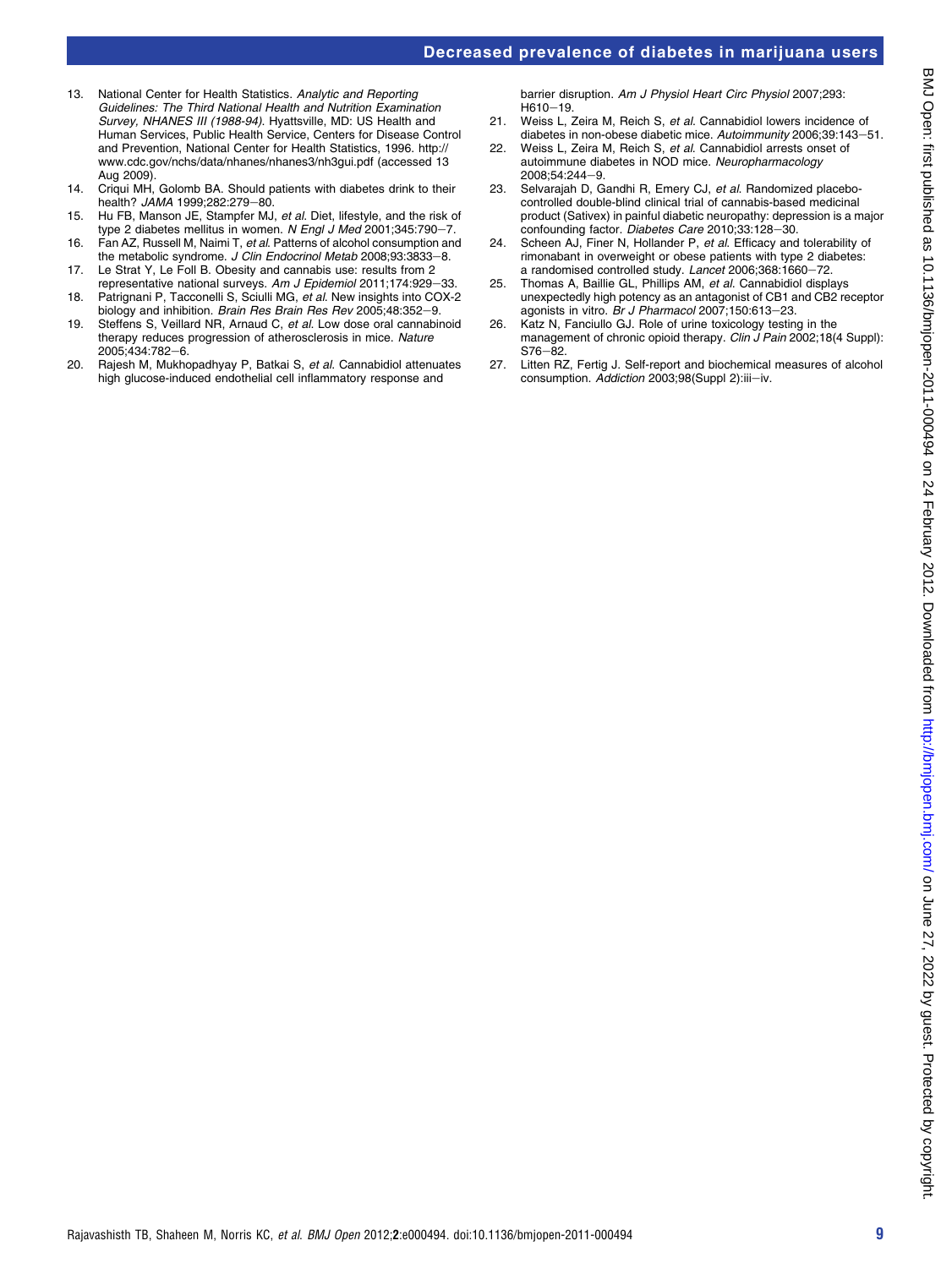13. National Center for Health Statistics. *Analytic and Reporting Guidelines: The Third National Health and Nutrition Examination Survey, NHANES III (1988-94)*. Hyattsville, MD: US Health and Human Services, Public Health Service, Centers for Disease Control and Prevention, National Center for Health Statistics, 1996. http://www.cdc.gov/nchs/data/nhanes/nhanes3/nh3gui.pdf (accessed 13 Aug 2009).
14. Criqui MH, Golomb BA. Should patients with diabetes drink to their health? *JAMA* 1999;282:279−80.
15. Hu FB, Manson JE, Stampfer MJ, *et al*. Diet, lifestyle, and the risk of type 2 diabetes mellitus in women. *N Engl J Med* 2001;345:790−7.
16. Fan AZ, Russell M, Naimi T, *et al*. Patterns of alcohol consumption and the metabolic syndrome. *J Clin Endocrinol Metab* 2008;93:3833−8.
17. Le Strat Y, Le Foll B. Obesity and cannabis use: results from 2 representative national surveys. *Am J Epidemiol* 2011;174:929−33.
18. Patrignani P, Tacconelli S, Sciulli MG, *et al*. New insights into COX-2 biology and inhibition. *Brain Res Brain Res Rev* 2005;48:352−9.
19. Steffens S, Veillard NR, Arnaud C, *et al*. Low dose oral cannabinoid therapy reduces progression of atherosclerosis in mice. *Nature* 2005;434:782−6.
20. Rajesh M, Mukhopadhyay P, Batkai S, *et al*. Cannabidiol attenuates high glucose-induced endothelial cell inflammatory response and barrier disruption. *Am J Physiol Heart Circ Physiol* 2007;293:H610−19.
21. Weiss L, Zeira M, Reich S, *et al*. Cannabidiol lowers incidence of diabetes in non-obese diabetic mice. *Autoimmunity* 2006;39:143−51.
22. Weiss L, Zeira M, Reich S, *et al*. Cannabidiol arrests onset of autoimmune diabetes in NOD mice. *Neuropharmacology* 2008;54:244−9.
23. Selvarajah D, Gandhi R, Emery CJ, *et al*. Randomized placebo-controlled double-blind clinical trial of cannabis-based medicinal product (Sativex) in painful diabetic neuropathy: depression is a major confounding factor. *Diabetes Care* 2010;33:128−30.
24. Scheen AJ, Finer N, Hollander P, *et al*. Efficacy and tolerability of rimonabant in overweight or obese patients with type 2 diabetes: a randomised controlled study. *Lancet* 2006;368:1660−72.
25. Thomas A, Baillie GL, Phillips AM, *et al*. Cannabidiol displays unexpectedly high potency as an antagonist of CB1 and CB2 receptor agonists in vitro. *Br J Pharmacol* 2007;150:613−23.
26. Katz N, Fanciullo GJ. Role of urine toxicology testing in the management of chronic opioid therapy. *Clin J Pain* 2002;18(4 Suppl):S76−82.
27. Litten RZ, Fertig J. Self-report and biochemical measures of alcohol consumption. *Addiction* 2003;98(Suppl 2):iii−iv.